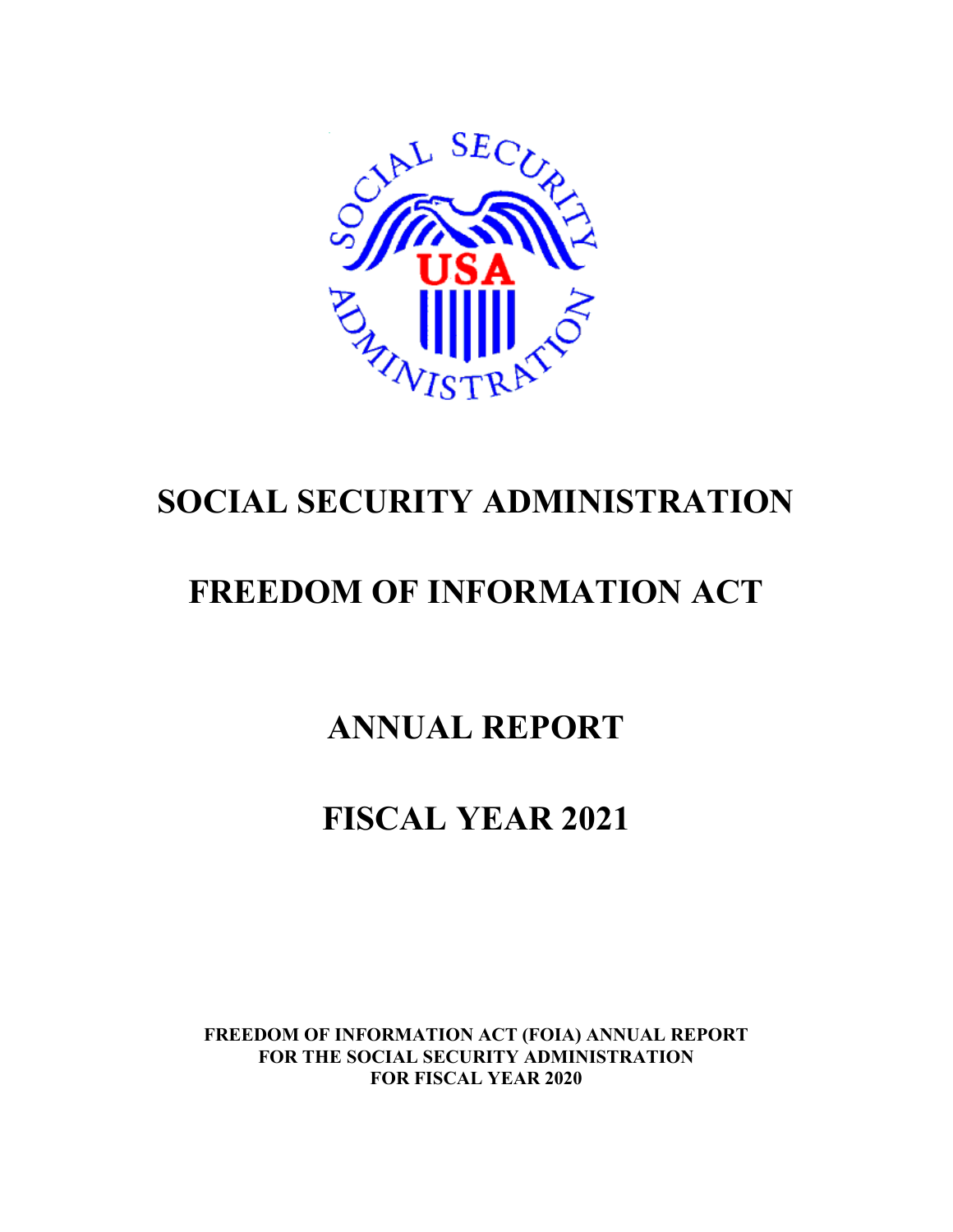# SOCIAL SECURITY ADMINISTRATION

# FREEDOM OF INFORMATION ACT

# ANNUAL REPORT

# FISCAL YEAR 2021

**FREEDOM OF INFORMATION ACT (FOIA) ANNUAL REPORT
FOR THE SOCIAL SECURITY ADMINISTRATION
FOR FISCAL YEAR 2020**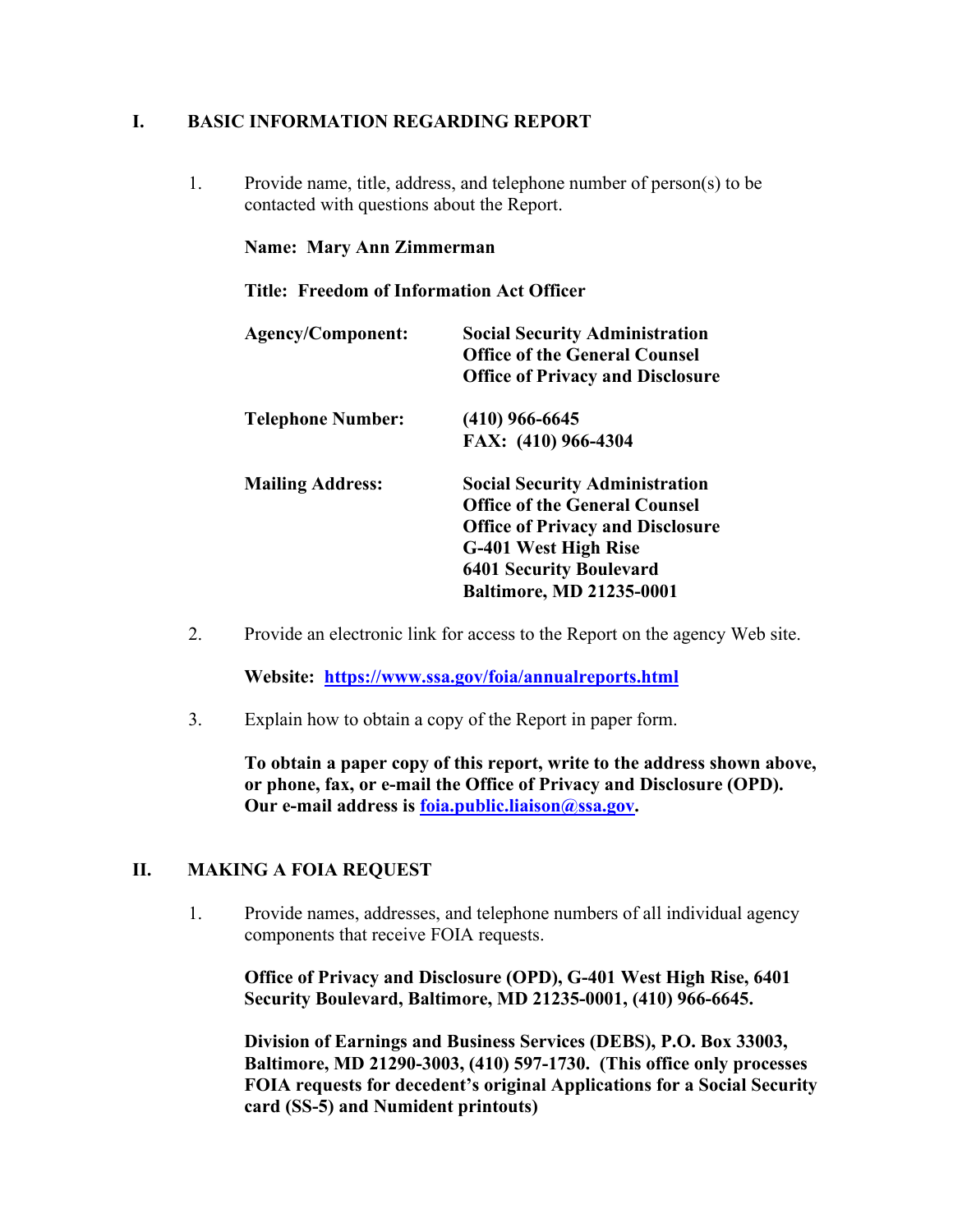## I. BASIC INFORMATION REGARDING REPORT

1. Provide name, title, address, and telephone number of person(s) to be contacted with questions about the Report.

   **Name: Mary Ann Zimmerman**

   **Title: Freedom of Information Act Officer**

   | | |
   |---|---|
   | **Agency/Component:** | **Social Security Administration**<br>**Office of the General Counsel**<br>**Office of Privacy and Disclosure** |
   | **Telephone Number:** | **(410) 966-6645**<br>**FAX: (410) 966-4304** |
   | **Mailing Address:** | **Social Security Administration**<br>**Office of the General Counsel**<br>**Office of Privacy and Disclosure**<br>**G-401 West High Rise**<br>**6401 Security Boulevard**<br>**Baltimore, MD 21235-0001** |

2. Provide an electronic link for access to the Report on the agency Web site.

   **Website: https://www.ssa.gov/foia/annualreports.html**

3. Explain how to obtain a copy of the Report in paper form.

   **To obtain a paper copy of this report, write to the address shown above, or phone, fax, or e-mail the Office of Privacy and Disclosure (OPD). Our e-mail address is foia.public.liaison@ssa.gov.**

## II. MAKING A FOIA REQUEST

1. Provide names, addresses, and telephone numbers of all individual agency components that receive FOIA requests.

   **Office of Privacy and Disclosure (OPD), G-401 West High Rise, 6401 Security Boulevard, Baltimore, MD 21235-0001, (410) 966-6645.**

   **Division of Earnings and Business Services (DEBS), P.O. Box 33003, Baltimore, MD 21290-3003, (410) 597-1730. (This office only processes FOIA requests for decedent's original Applications for a Social Security card (SS-5) and Numident printouts)**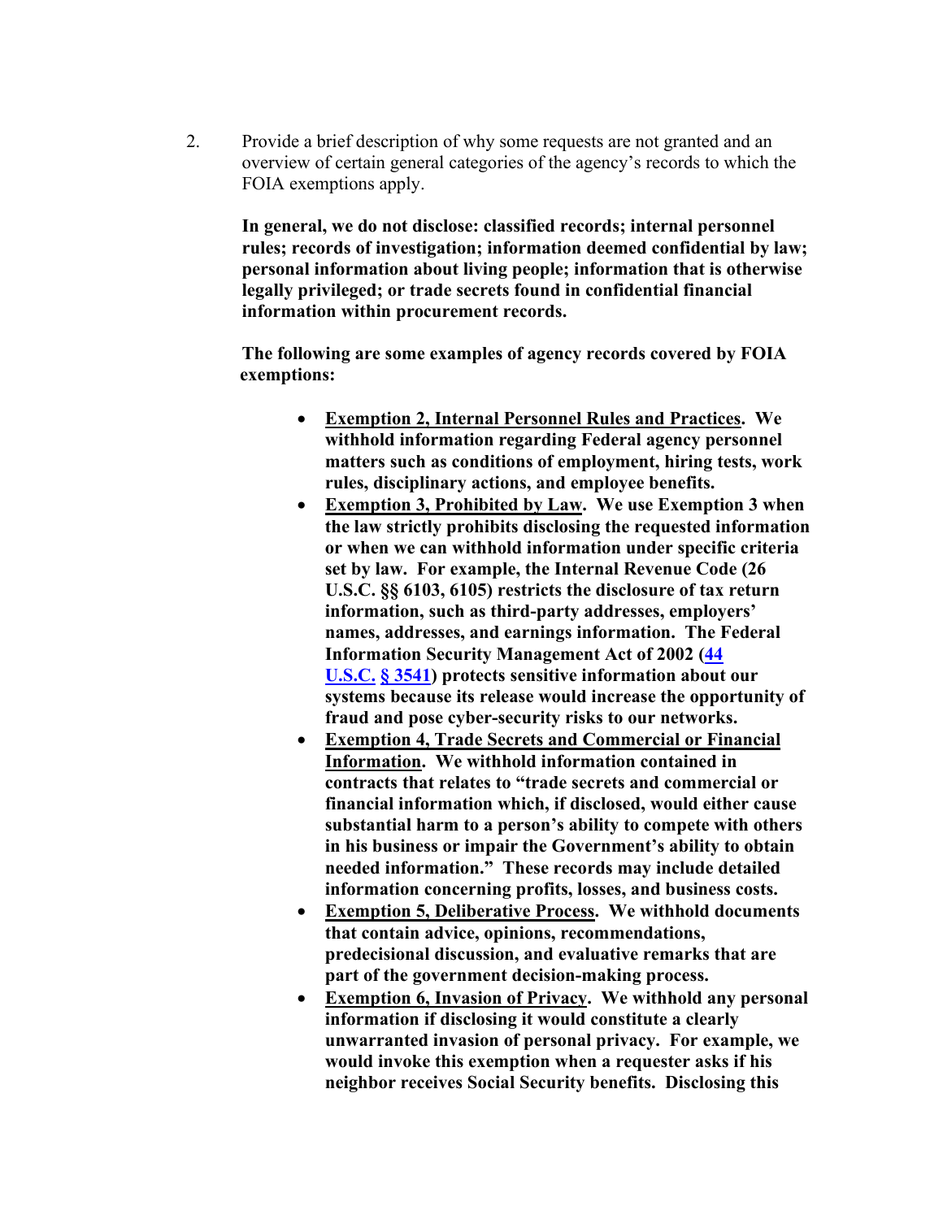2. Provide a brief description of why some requests are not granted and an overview of certain general categories of the agency's records to which the FOIA exemptions apply.

**In general, we do not disclose: classified records; internal personnel rules; records of investigation; information deemed confidential by law; personal information about living people; information that is otherwise legally privileged; or trade secrets found in confidential financial information within procurement records.**

**The following are some examples of agency records covered by FOIA exemptions:**

- **Exemption 2, Internal Personnel Rules and Practices. We withhold information regarding Federal agency personnel matters such as conditions of employment, hiring tests, work rules, disciplinary actions, and employee benefits.**
- **Exemption 3, Prohibited by Law. We use Exemption 3 when the law strictly prohibits disclosing the requested information or when we can withhold information under specific criteria set by law. For example, the Internal Revenue Code (26 U.S.C. §§ 6103, 6105) restricts the disclosure of tax return information, such as third-party addresses, employers' names, addresses, and earnings information. The Federal Information Security Management Act of 2002 (44 U.S.C. § 3541) protects sensitive information about our systems because its release would increase the opportunity of fraud and pose cyber-security risks to our networks.**
- **Exemption 4, Trade Secrets and Commercial or Financial Information. We withhold information contained in contracts that relates to "trade secrets and commercial or financial information which, if disclosed, would either cause substantial harm to a person's ability to compete with others in his business or impair the Government's ability to obtain needed information." These records may include detailed information concerning profits, losses, and business costs.**
- **Exemption 5, Deliberative Process. We withhold documents that contain advice, opinions, recommendations, predecisional discussion, and evaluative remarks that are part of the government decision-making process.**
- **Exemption 6, Invasion of Privacy. We withhold any personal information if disclosing it would constitute a clearly unwarranted invasion of personal privacy. For example, we would invoke this exemption when a requester asks if his neighbor receives Social Security benefits. Disclosing this**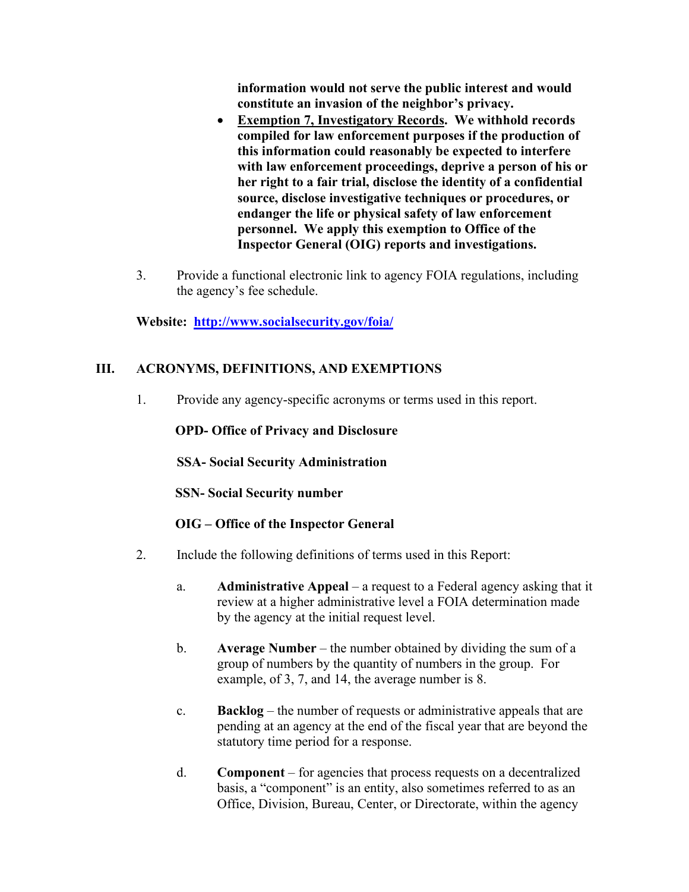**information would not serve the public interest and would constitute an invasion of the neighbor's privacy.**

- **Exemption 7, Investigatory Records. We withhold records compiled for law enforcement purposes if the production of this information could reasonably be expected to interfere with law enforcement proceedings, deprive a person of his or her right to a fair trial, disclose the identity of a confidential source, disclose investigative techniques or procedures, or endanger the life or physical safety of law enforcement personnel. We apply this exemption to Office of the Inspector General (OIG) reports and investigations.**

3. Provide a functional electronic link to agency FOIA regulations, including the agency's fee schedule.

**Website: [http://www.socialsecurity.gov/foia/](http://www.socialsecurity.gov/foia/)**

## III. ACRONYMS, DEFINITIONS, AND EXEMPTIONS

1. Provide any agency-specific acronyms or terms used in this report.

   **OPD- Office of Privacy and Disclosure**

   **SSA- Social Security Administration**

   **SSN- Social Security number**

   **OIG – Office of the Inspector General**

2. Include the following definitions of terms used in this Report:

   a. **Administrative Appeal** – a request to a Federal agency asking that it review at a higher administrative level a FOIA determination made by the agency at the initial request level.

   b. **Average Number** – the number obtained by dividing the sum of a group of numbers by the quantity of numbers in the group. For example, of 3, 7, and 14, the average number is 8.

   c. **Backlog** – the number of requests or administrative appeals that are pending at an agency at the end of the fiscal year that are beyond the statutory time period for a response.

   d. **Component** – for agencies that process requests on a decentralized basis, a "component" is an entity, also sometimes referred to as an Office, Division, Bureau, Center, or Directorate, within the agency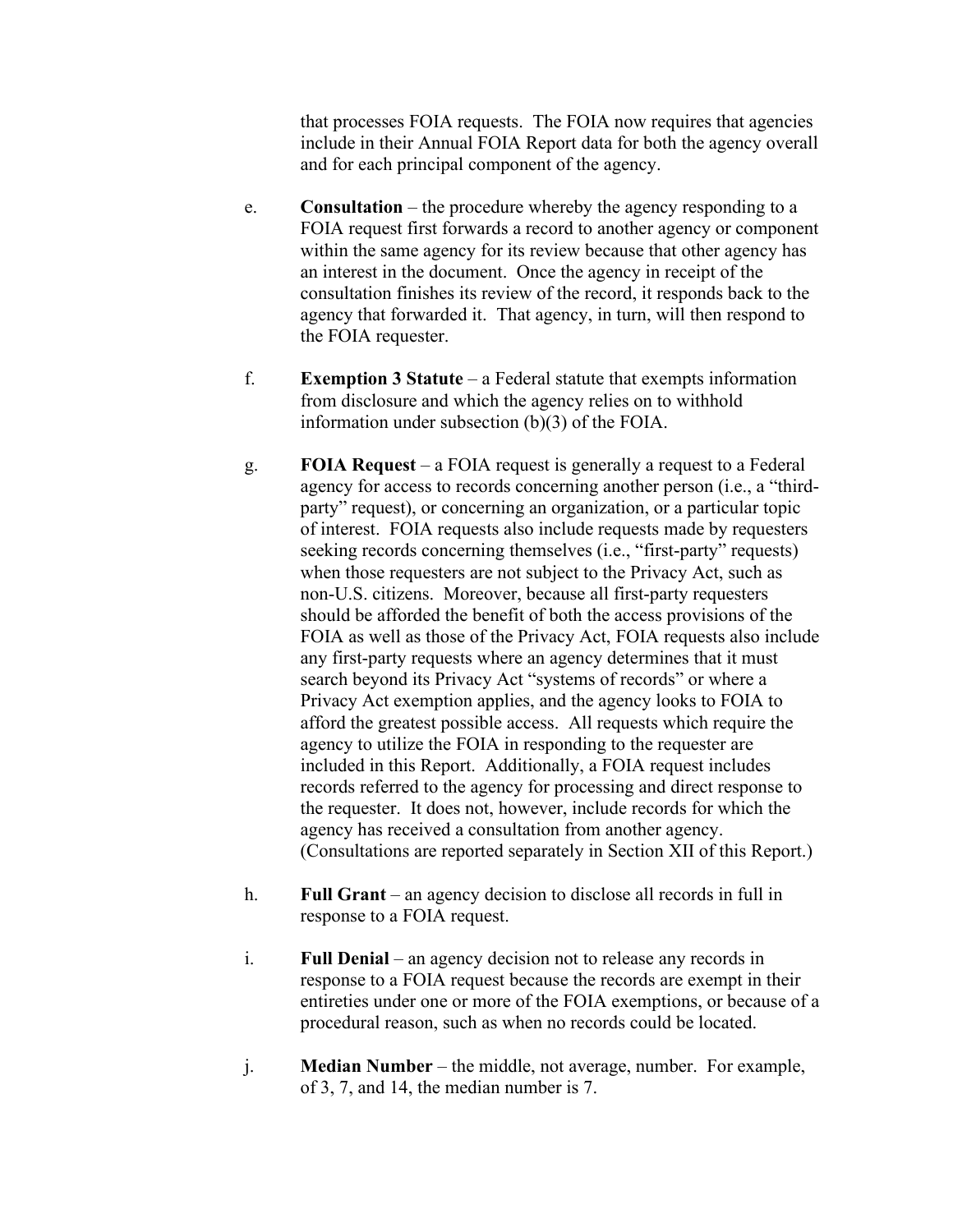that processes FOIA requests. The FOIA now requires that agencies include in their Annual FOIA Report data for both the agency overall and for each principal component of the agency.

e. **Consultation** – the procedure whereby the agency responding to a FOIA request first forwards a record to another agency or component within the same agency for its review because that other agency has an interest in the document. Once the agency in receipt of the consultation finishes its review of the record, it responds back to the agency that forwarded it. That agency, in turn, will then respond to the FOIA requester.

f. **Exemption 3 Statute** – a Federal statute that exempts information from disclosure and which the agency relies on to withhold information under subsection (b)(3) of the FOIA.

g. **FOIA Request** – a FOIA request is generally a request to a Federal agency for access to records concerning another person (i.e., a "third-party" request), or concerning an organization, or a particular topic of interest. FOIA requests also include requests made by requesters seeking records concerning themselves (i.e., "first-party" requests) when those requesters are not subject to the Privacy Act, such as non-U.S. citizens. Moreover, because all first-party requesters should be afforded the benefit of both the access provisions of the FOIA as well as those of the Privacy Act, FOIA requests also include any first-party requests where an agency determines that it must search beyond its Privacy Act "systems of records" or where a Privacy Act exemption applies, and the agency looks to FOIA to afford the greatest possible access. All requests which require the agency to utilize the FOIA in responding to the requester are included in this Report. Additionally, a FOIA request includes records referred to the agency for processing and direct response to the requester. It does not, however, include records for which the agency has received a consultation from another agency. (Consultations are reported separately in Section XII of this Report.)

h. **Full Grant** – an agency decision to disclose all records in full in response to a FOIA request.

i. **Full Denial** – an agency decision not to release any records in response to a FOIA request because the records are exempt in their entireties under one or more of the FOIA exemptions, or because of a procedural reason, such as when no records could be located.

j. **Median Number** – the middle, not average, number. For example, of 3, 7, and 14, the median number is 7.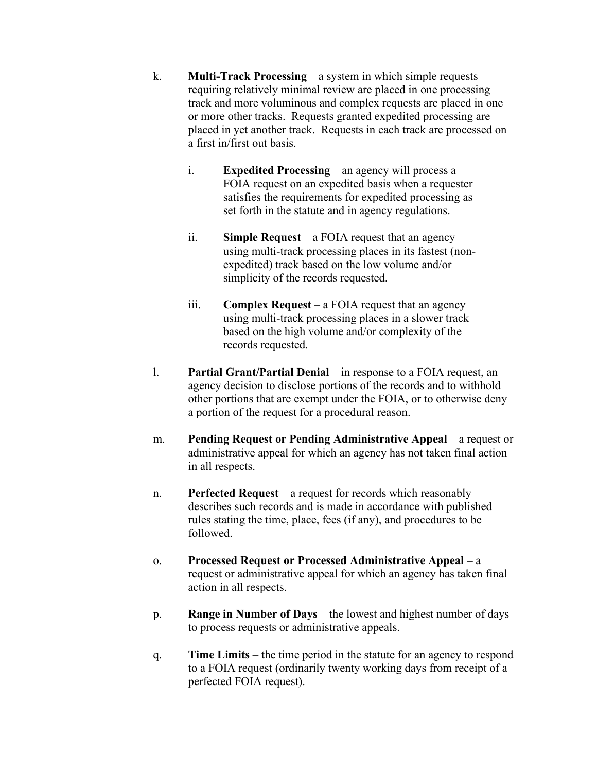k. **Multi-Track Processing** – a system in which simple requests requiring relatively minimal review are placed in one processing track and more voluminous and complex requests are placed in one or more other tracks. Requests granted expedited processing are placed in yet another track. Requests in each track are processed on a first in/first out basis.

   i. **Expedited Processing** – an agency will process a FOIA request on an expedited basis when a requester satisfies the requirements for expedited processing as set forth in the statute and in agency regulations.

   ii. **Simple Request** – a FOIA request that an agency using multi-track processing places in its fastest (non-expedited) track based on the low volume and/or simplicity of the records requested.

   iii. **Complex Request** – a FOIA request that an agency using multi-track processing places in a slower track based on the high volume and/or complexity of the records requested.

l. **Partial Grant/Partial Denial** – in response to a FOIA request, an agency decision to disclose portions of the records and to withhold other portions that are exempt under the FOIA, or to otherwise deny a portion of the request for a procedural reason.

m. **Pending Request or Pending Administrative Appeal** – a request or administrative appeal for which an agency has not taken final action in all respects.

n. **Perfected Request** – a request for records which reasonably describes such records and is made in accordance with published rules stating the time, place, fees (if any), and procedures to be followed.

o. **Processed Request or Processed Administrative Appeal** – a request or administrative appeal for which an agency has taken final action in all respects.

p. **Range in Number of Days** – the lowest and highest number of days to process requests or administrative appeals.

q. **Time Limits** – the time period in the statute for an agency to respond to a FOIA request (ordinarily twenty working days from receipt of a perfected FOIA request).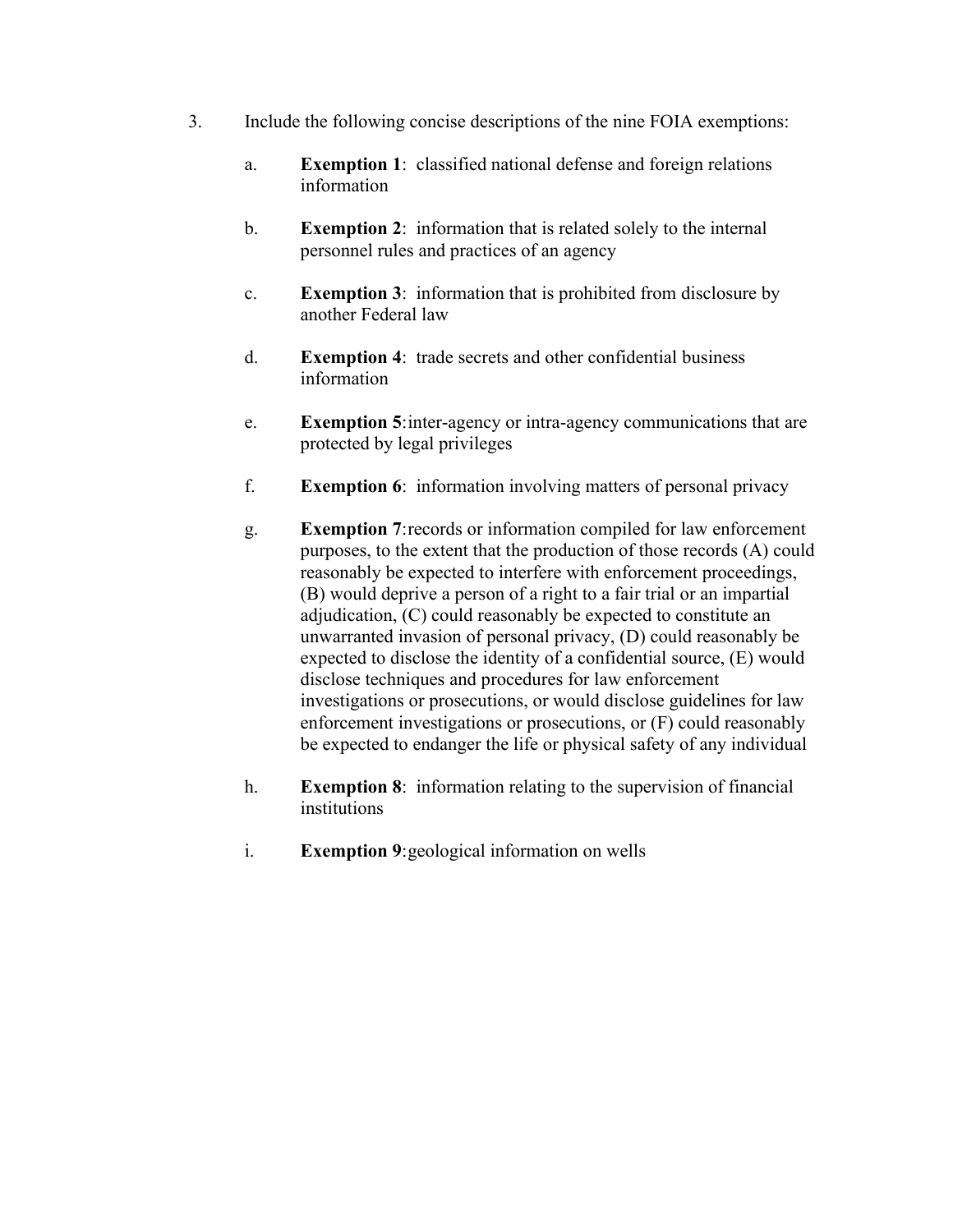3. Include the following concise descriptions of the nine FOIA exemptions:

   a. **Exemption 1**: classified national defense and foreign relations information

   b. **Exemption 2**: information that is related solely to the internal personnel rules and practices of an agency

   c. **Exemption 3**: information that is prohibited from disclosure by another Federal law

   d. **Exemption 4**: trade secrets and other confidential business information

   e. **Exemption 5**: inter-agency or intra-agency communications that are protected by legal privileges

   f. **Exemption 6**: information involving matters of personal privacy

   g. **Exemption 7**: records or information compiled for law enforcement purposes, to the extent that the production of those records (A) could reasonably be expected to interfere with enforcement proceedings, (B) would deprive a person of a right to a fair trial or an impartial adjudication, (C) could reasonably be expected to constitute an unwarranted invasion of personal privacy, (D) could reasonably be expected to disclose the identity of a confidential source, (E) would disclose techniques and procedures for law enforcement investigations or prosecutions, or would disclose guidelines for law enforcement investigations or prosecutions, or (F) could reasonably be expected to endanger the life or physical safety of any individual

   h. **Exemption 8**: information relating to the supervision of financial institutions

   i. **Exemption 9**: geological information on wells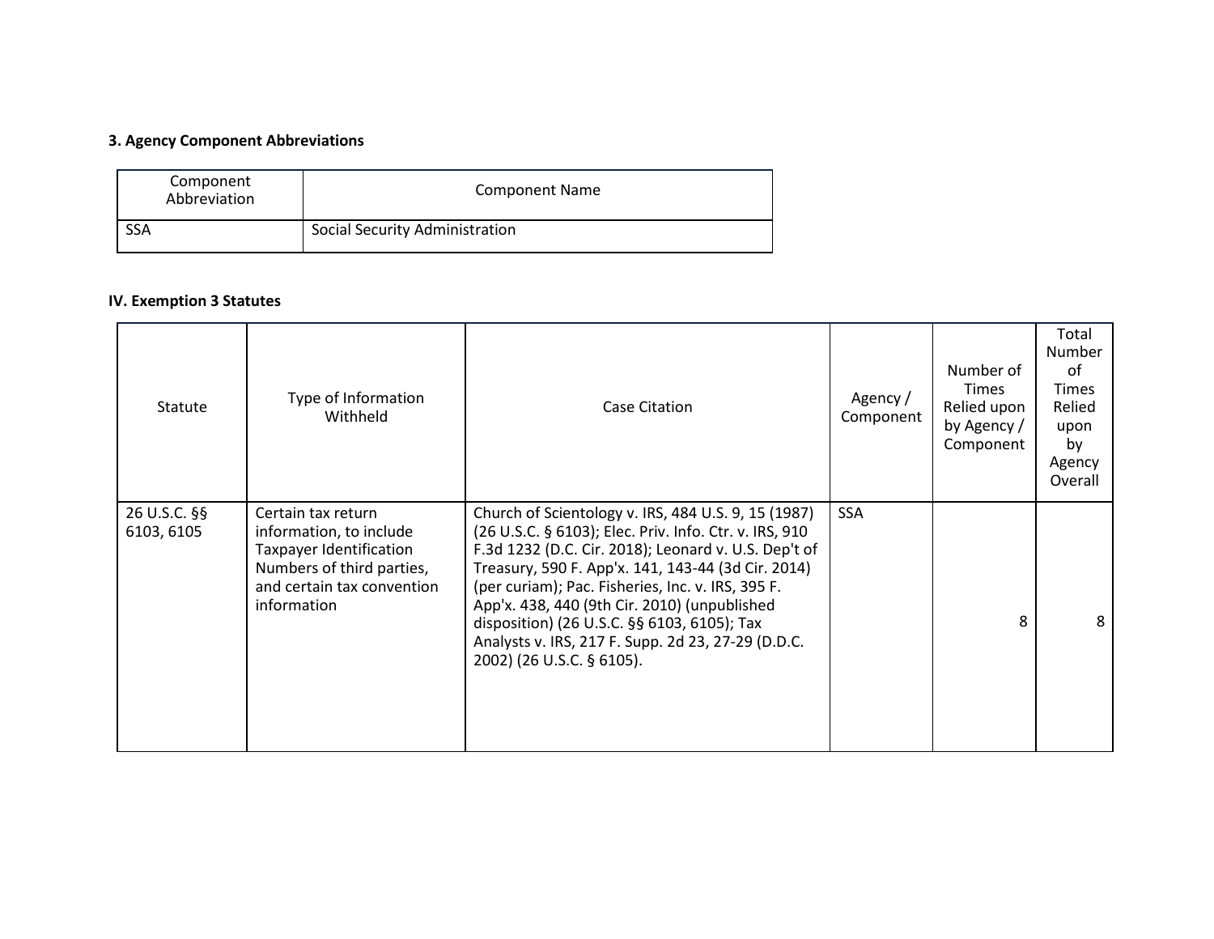### 3. Agency Component Abbreviations

| Component Abbreviation | Component Name |
|---|---|
| SSA | Social Security Administration |

### IV. Exemption 3 Statutes

| Statute | Type of Information Withheld | Case Citation | Agency / Component | Number of Times Relied upon by Agency / Component | Total Number of Times Relied upon by Agency Overall |
|---|---|---|---|---|---|
| 26 U.S.C. §§ 6103, 6105 | Certain tax return information, to include Taxpayer Identification Numbers of third parties, and certain tax convention information | Church of Scientology v. IRS, 484 U.S. 9, 15 (1987) (26 U.S.C. § 6103); Elec. Priv. Info. Ctr. v. IRS, 910 F.3d 1232 (D.C. Cir. 2018); Leonard v. U.S. Dep't of Treasury, 590 F. App'x. 141, 143-44 (3d Cir. 2014) (per curiam); Pac. Fisheries, Inc. v. IRS, 395 F. App'x. 438, 440 (9th Cir. 2010) (unpublished disposition) (26 U.S.C. §§ 6103, 6105); Tax Analysts v. IRS, 217 F. Supp. 2d 23, 27-29 (D.D.C. 2002) (26 U.S.C. § 6105). | SSA | 8 | 8 |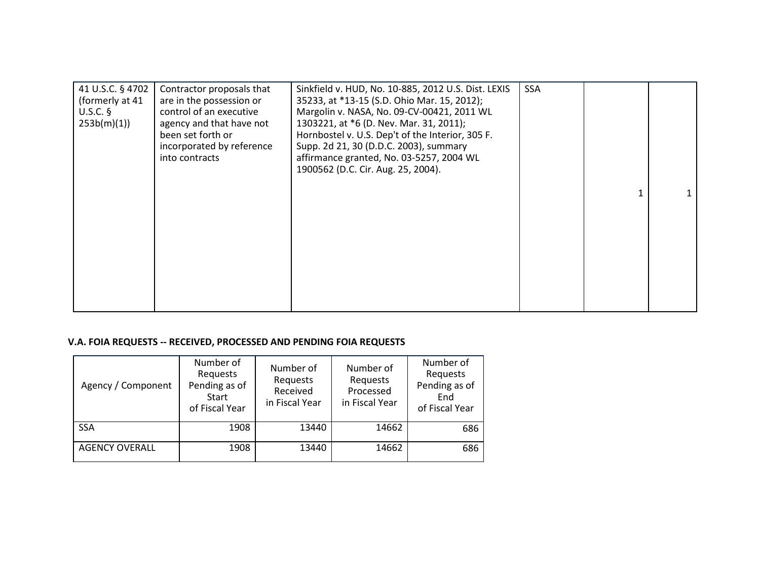| | | | | | |
|---|---|---|---|---|---|
| 41 U.S.C. § 4702 (formerly at 41 U.S.C. § 253b(m)(1)) | Contractor proposals that are in the possession or control of an executive agency and that have not been set forth or incorporated by reference into contracts | Sinkfield v. HUD, No. 10-885, 2012 U.S. Dist. LEXIS 35233, at *13-15 (S.D. Ohio Mar. 15, 2012); Margolin v. NASA, No. 09-CV-00421, 2011 WL 1303221, at *6 (D. Nev. Mar. 31, 2011); Hornbostel v. U.S. Dep't of the Interior, 305 F. Supp. 2d 21, 30 (D.D.C. 2003), summary affirmance granted, No. 03-5257, 2004 WL 1900562 (D.C. Cir. Aug. 25, 2004). | SSA | 1 | 1 |

### V.A. FOIA REQUESTS -- RECEIVED, PROCESSED AND PENDING FOIA REQUESTS

| Agency / Component | Number of Requests Pending as of Start of Fiscal Year | Number of Requests Received in Fiscal Year | Number of Requests Processed in Fiscal Year | Number of Requests Pending as of End of Fiscal Year |
|---|---|---|---|---|
| SSA | 1908 | 13440 | 14662 | 686 |
| AGENCY OVERALL | 1908 | 13440 | 14662 | 686 |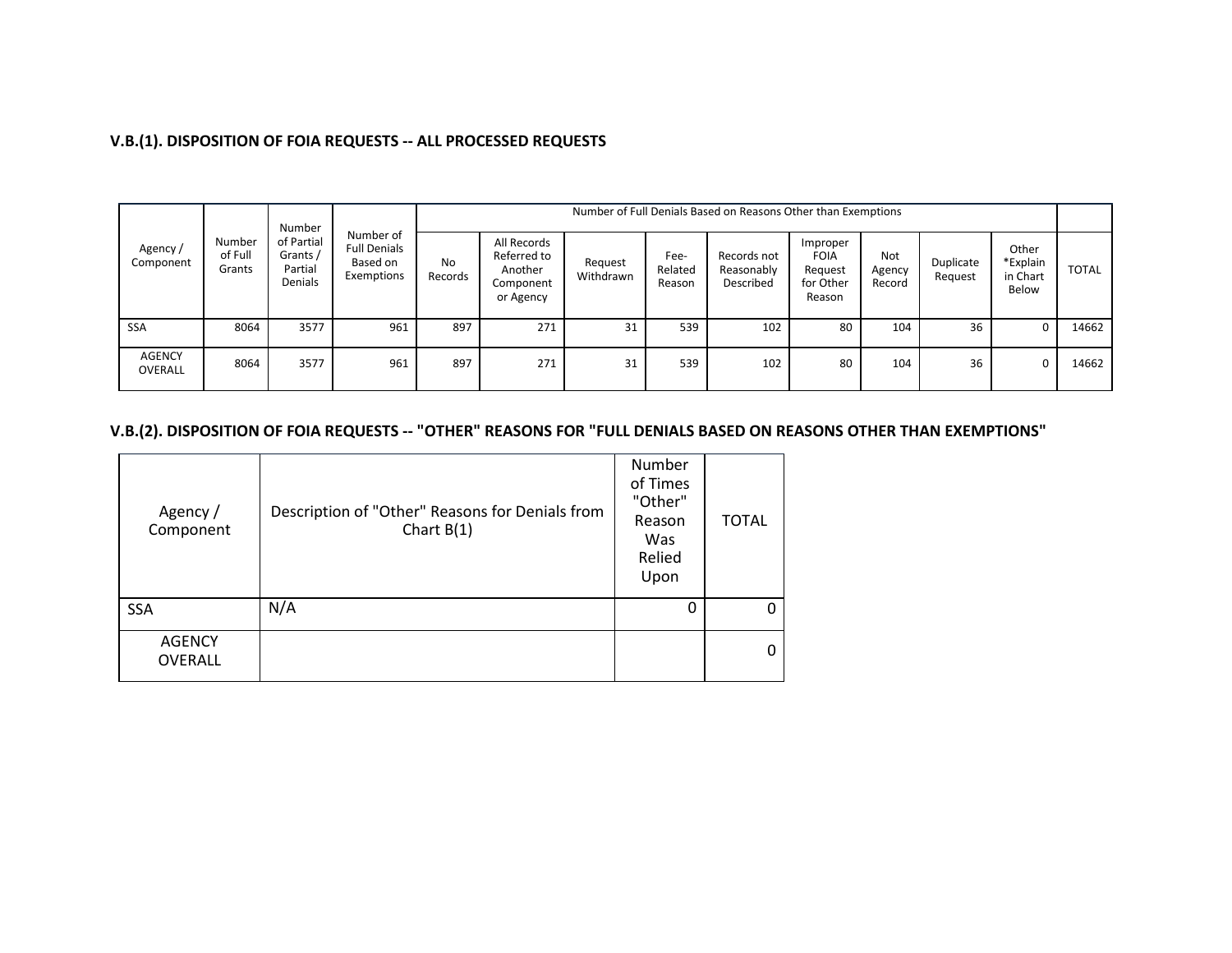### V.B.(1). DISPOSITION OF FOIA REQUESTS -- ALL PROCESSED REQUESTS

| Agency / Component | Number of Full Grants | Number of Partial Grants / Partial Denials | Number of Full Denials Based on Exemptions | Number of Full Denials Based on Reasons Other than Exemptions | | | | | | | | | |
|---|---|---|---|---|---|---|---|---|---|---|---|---|---|
| | | | | No Records | All Records Referred to Another Component or Agency | Request Withdrawn | Fee-Related Reason | Records not Reasonably Described | Improper FOIA Request for Other Reason | Not Agency Record | Duplicate Request | Other *Explain in Chart Below | TOTAL |
| SSA | 8064 | 3577 | 961 | 897 | 271 | 31 | 539 | 102 | 80 | 104 | 36 | 0 | 14662 |
| AGENCY OVERALL | 8064 | 3577 | 961 | 897 | 271 | 31 | 539 | 102 | 80 | 104 | 36 | 0 | 14662 |

### V.B.(2). DISPOSITION OF FOIA REQUESTS -- "OTHER" REASONS FOR "FULL DENIALS BASED ON REASONS OTHER THAN EXEMPTIONS"

| Agency / Component | Description of "Other" Reasons for Denials from Chart B(1) | Number of Times "Other" Reason Was Relied Upon | TOTAL |
|---|---|---|---|
| SSA | N/A | 0 | 0 |
| AGENCY OVERALL | | | 0 |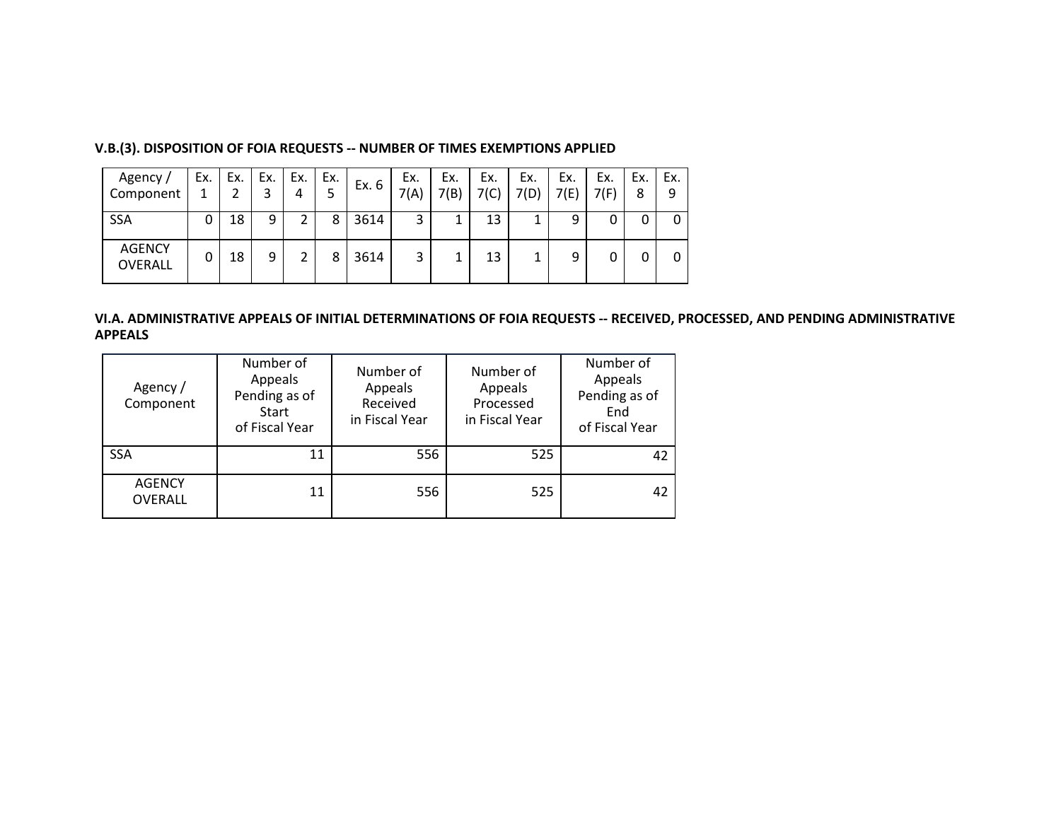### V.B.(3). DISPOSITION OF FOIA REQUESTS -- NUMBER OF TIMES EXEMPTIONS APPLIED

| Agency / Component | Ex. 1 | Ex. 2 | Ex. 3 | Ex. 4 | Ex. 5 | Ex. 6 | Ex. 7(A) | Ex. 7(B) | Ex. 7(C) | Ex. 7(D) | Ex. 7(E) | Ex. 7(F) | Ex. 8 | Ex. 9 |
|---|---|---|---|---|---|---|---|---|---|---|---|---|---|---|
| SSA | 0 | 18 | 9 | 2 | 8 | 3614 | 3 | 1 | 13 | 1 | 9 | 0 | 0 | 0 |
| AGENCY OVERALL | 0 | 18 | 9 | 2 | 8 | 3614 | 3 | 1 | 13 | 1 | 9 | 0 | 0 | 0 |

### VI.A. ADMINISTRATIVE APPEALS OF INITIAL DETERMINATIONS OF FOIA REQUESTS -- RECEIVED, PROCESSED, AND PENDING ADMINISTRATIVE APPEALS

| Agency / Component | Number of Appeals Pending as of Start of Fiscal Year | Number of Appeals Received in Fiscal Year | Number of Appeals Processed in Fiscal Year | Number of Appeals Pending as of End of Fiscal Year |
|---|---|---|---|---|
| SSA | 11 | 556 | 525 | 42 |
| AGENCY OVERALL | 11 | 556 | 525 | 42 |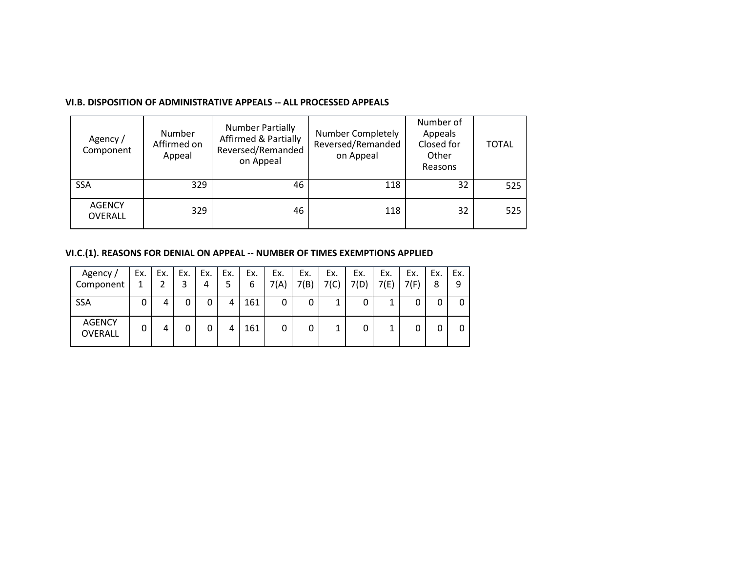**VI.B. DISPOSITION OF ADMINISTRATIVE APPEALS -- ALL PROCESSED APPEALS**

| Agency / Component | Number Affirmed on Appeal | Number Partially Affirmed & Partially Reversed/Remanded on Appeal | Number Completely Reversed/Remanded on Appeal | Number of Appeals Closed for Other Reasons | TOTAL |
|---|---|---|---|---|---|
| SSA | 329 | 46 | 118 | 32 | 525 |
| AGENCY OVERALL | 329 | 46 | 118 | 32 | 525 |

**VI.C.(1). REASONS FOR DENIAL ON APPEAL -- NUMBER OF TIMES EXEMPTIONS APPLIED**

| Agency / Component | Ex. 1 | Ex. 2 | Ex. 3 | Ex. 4 | Ex. 5 | Ex. 6 | Ex. 7(A) | Ex. 7(B) | Ex. 7(C) | Ex. 7(D) | Ex. 7(E) | Ex. 7(F) | Ex. 8 | Ex. 9 |
|---|---|---|---|---|---|---|---|---|---|---|---|---|---|---|
| SSA | 0 | 4 | 0 | 0 | 4 | 161 | 0 | 0 | 1 | 0 | 1 | 0 | 0 | 0 |
| AGENCY OVERALL | 0 | 4 | 0 | 0 | 4 | 161 | 0 | 0 | 1 | 0 | 1 | 0 | 0 | 0 |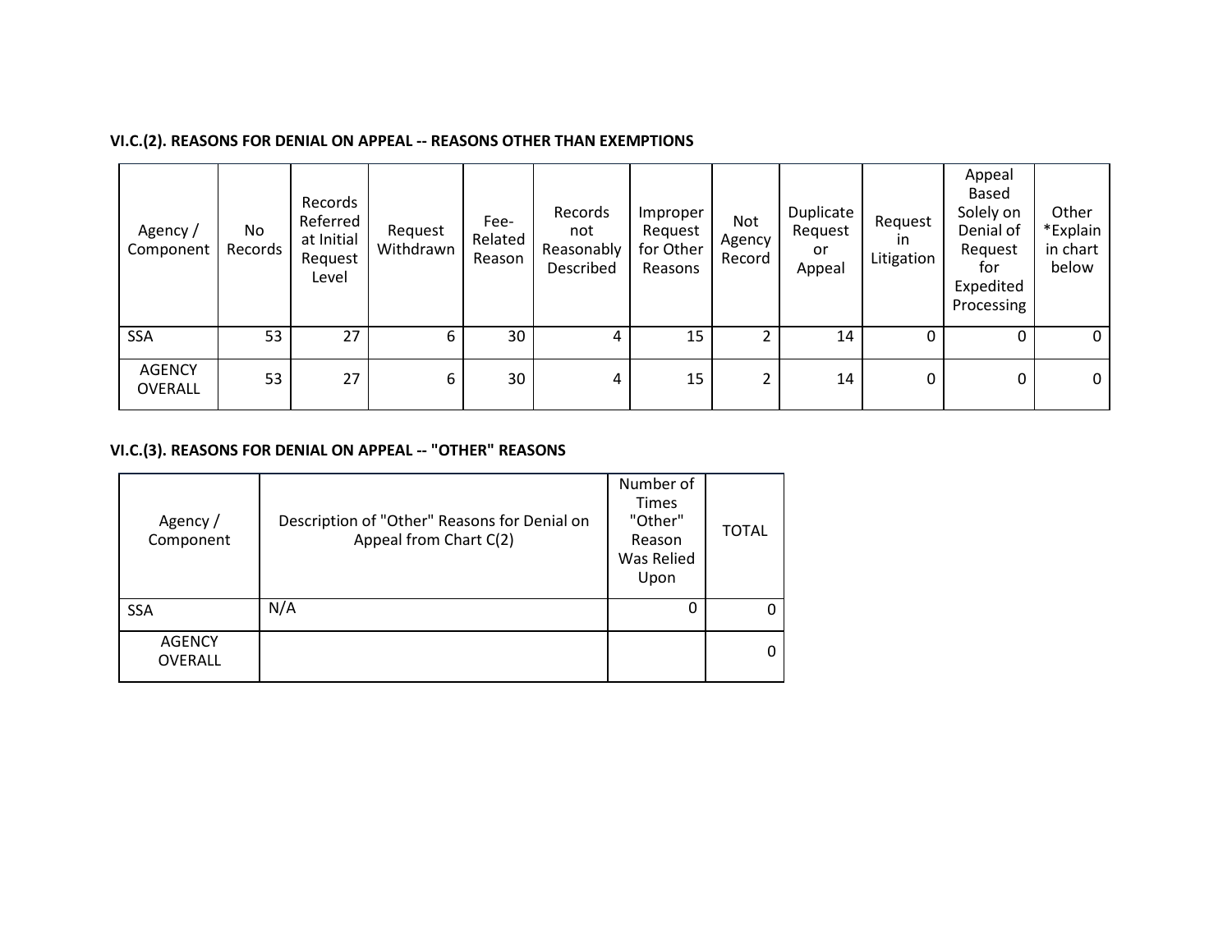**VI.C.(2). REASONS FOR DENIAL ON APPEAL -- REASONS OTHER THAN EXEMPTIONS**

| Agency / Component | No Records | Records Referred at Initial Request Level | Request Withdrawn | Fee-Related Reason | Records not Reasonably Described | Improper Request for Other Reasons | Not Agency Record | Duplicate Request or Appeal | Request in Litigation | Appeal Based Solely on Denial of Request for Expedited Processing | Other *Explain in chart below |
|---|---|---|---|---|---|---|---|---|---|---|---|
| SSA | 53 | 27 | 6 | 30 | 4 | 15 | 2 | 14 | 0 | 0 | 0 |
| AGENCY OVERALL | 53 | 27 | 6 | 30 | 4 | 15 | 2 | 14 | 0 | 0 | 0 |

**VI.C.(3). REASONS FOR DENIAL ON APPEAL -- "OTHER" REASONS**

| Agency / Component | Description of "Other" Reasons for Denial on Appeal from Chart C(2) | Number of Times "Other" Reason Was Relied Upon | TOTAL |
|---|---|---|---|
| SSA | N/A | 0 | 0 |
| AGENCY OVERALL | | | 0 |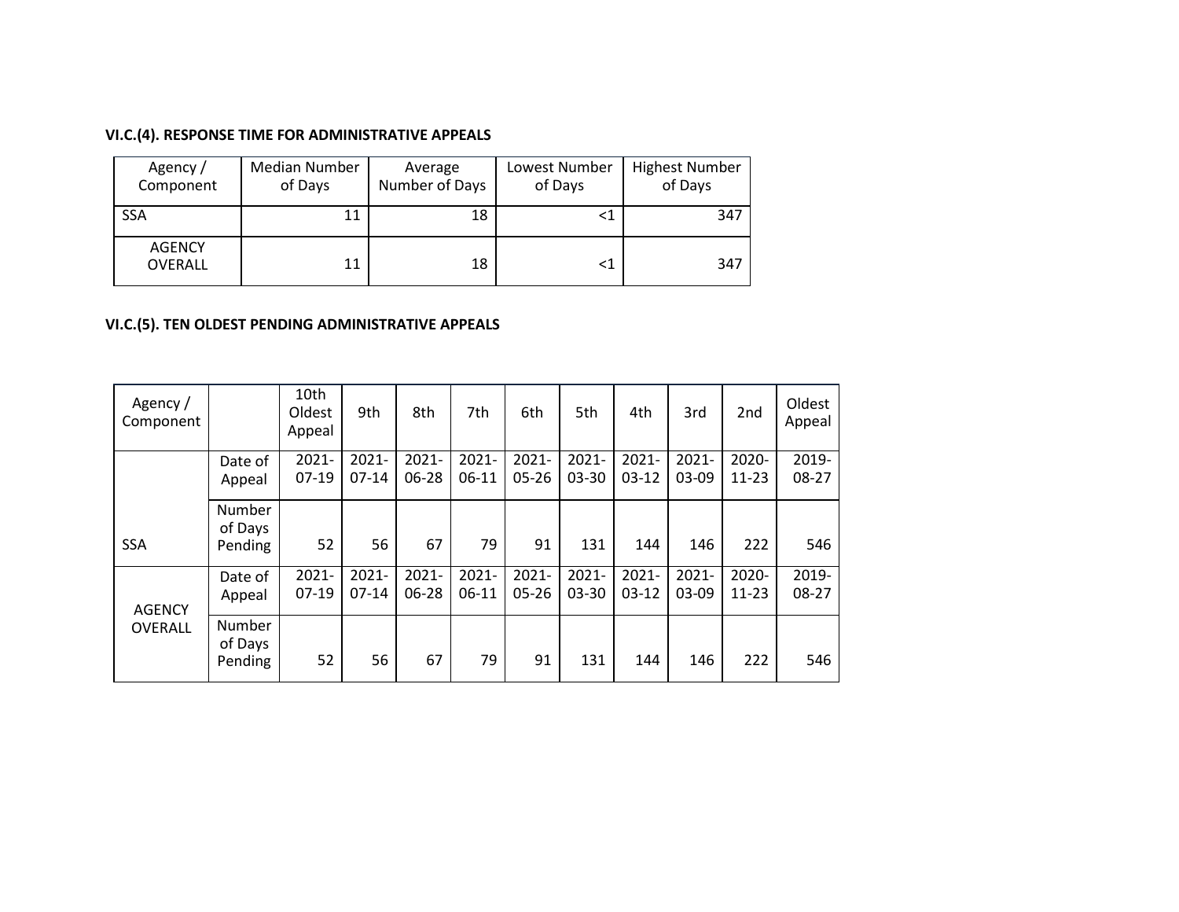### VI.C.(4). RESPONSE TIME FOR ADMINISTRATIVE APPEALS

| Agency / Component | Median Number of Days | Average Number of Days | Lowest Number of Days | Highest Number of Days |
|---|---|---|---|---|
| SSA | 11 | 18 | <1 | 347 |
| AGENCY OVERALL | 11 | 18 | <1 | 347 |

### VI.C.(5). TEN OLDEST PENDING ADMINISTRATIVE APPEALS

| Agency / Component | | 10th Oldest Appeal | 9th | 8th | 7th | 6th | 5th | 4th | 3rd | 2nd | Oldest Appeal |
|---|---|---|---|---|---|---|---|---|---|---|---|
| SSA | Date of Appeal | 2021-07-19 | 2021-07-14 | 2021-06-28 | 2021-06-11 | 2021-05-26 | 2021-03-30 | 2021-03-12 | 2021-03-09 | 2020-11-23 | 2019-08-27 |
| | Number of Days Pending | 52 | 56 | 67 | 79 | 91 | 131 | 144 | 146 | 222 | 546 |
| AGENCY OVERALL | Date of Appeal | 2021-07-19 | 2021-07-14 | 2021-06-28 | 2021-06-11 | 2021-05-26 | 2021-03-30 | 2021-03-12 | 2021-03-09 | 2020-11-23 | 2019-08-27 |
| | Number of Days Pending | 52 | 56 | 67 | 79 | 91 | 131 | 144 | 146 | 222 | 546 |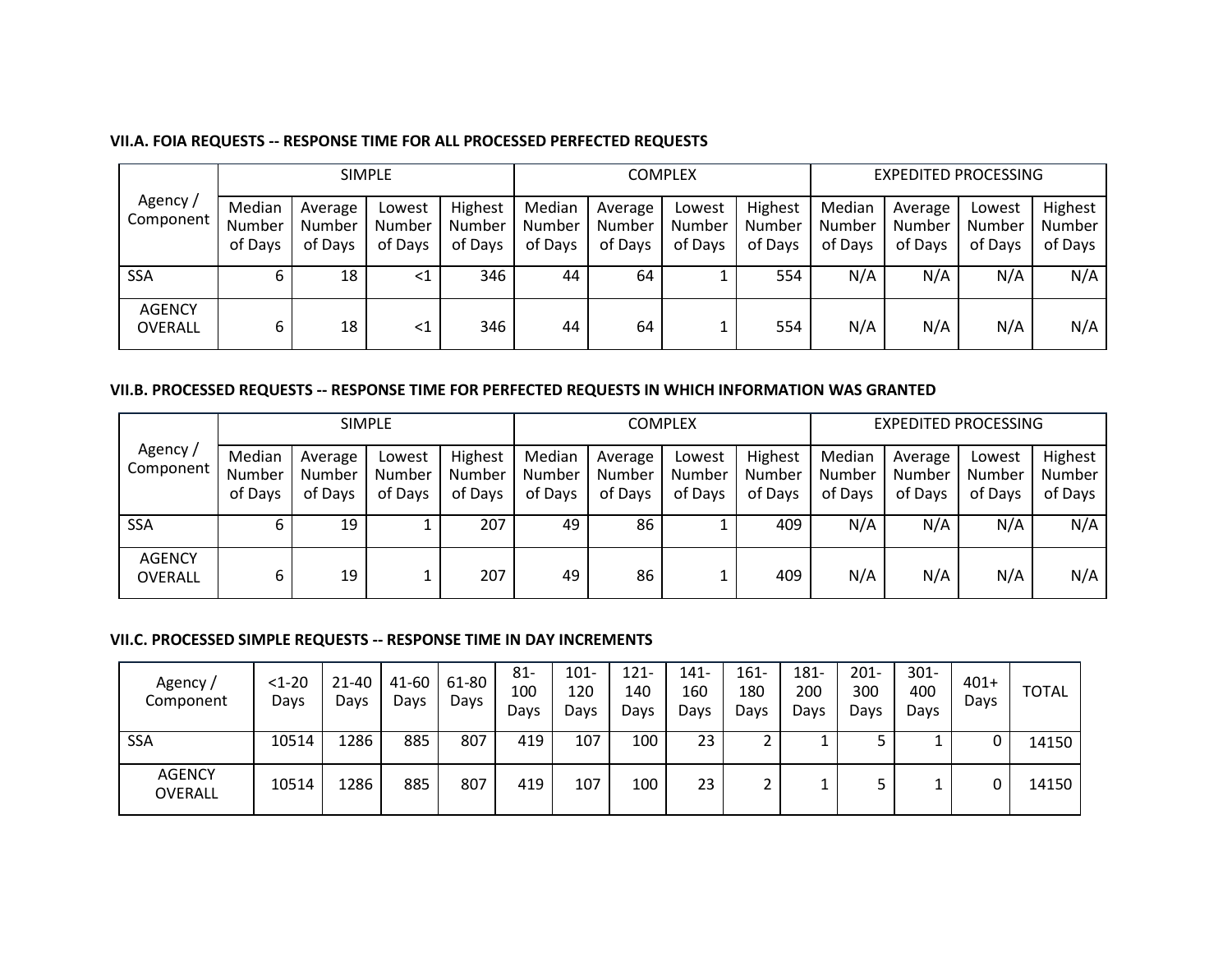**VII.A. FOIA REQUESTS -- RESPONSE TIME FOR ALL PROCESSED PERFECTED REQUESTS**

| Agency / Component | SIMPLE | | | | COMPLEX | | | | EXPEDITED PROCESSING | | | |
|---|---|---|---|---|---|---|---|---|---|---|---|---|
| | Median Number of Days | Average Number of Days | Lowest Number of Days | Highest Number of Days | Median Number of Days | Average Number of Days | Lowest Number of Days | Highest Number of Days | Median Number of Days | Average Number of Days | Lowest Number of Days | Highest Number of Days |
| SSA | 6 | 18 | <1 | 346 | 44 | 64 | 1 | 554 | N/A | N/A | N/A | N/A |
| AGENCY OVERALL | 6 | 18 | <1 | 346 | 44 | 64 | 1 | 554 | N/A | N/A | N/A | N/A |

**VII.B. PROCESSED REQUESTS -- RESPONSE TIME FOR PERFECTED REQUESTS IN WHICH INFORMATION WAS GRANTED**

| Agency / Component | SIMPLE | | | | COMPLEX | | | | EXPEDITED PROCESSING | | | |
|---|---|---|---|---|---|---|---|---|---|---|---|---|
| | Median Number of Days | Average Number of Days | Lowest Number of Days | Highest Number of Days | Median Number of Days | Average Number of Days | Lowest Number of Days | Highest Number of Days | Median Number of Days | Average Number of Days | Lowest Number of Days | Highest Number of Days |
| SSA | 6 | 19 | 1 | 207 | 49 | 86 | 1 | 409 | N/A | N/A | N/A | N/A |
| AGENCY OVERALL | 6 | 19 | 1 | 207 | 49 | 86 | 1 | 409 | N/A | N/A | N/A | N/A |

**VII.C. PROCESSED SIMPLE REQUESTS -- RESPONSE TIME IN DAY INCREMENTS**

| Agency / Component | <1-20 Days | 21-40 Days | 41-60 Days | 61-80 Days | 81-100 Days | 101-120 Days | 121-140 Days | 141-160 Days | 161-180 Days | 181-200 Days | 201-300 Days | 301-400 Days | 401+ Days | TOTAL |
|---|---|---|---|---|---|---|---|---|---|---|---|---|---|---|
| SSA | 10514 | 1286 | 885 | 807 | 419 | 107 | 100 | 23 | 2 | 1 | 5 | 1 | 0 | 14150 |
| AGENCY OVERALL | 10514 | 1286 | 885 | 807 | 419 | 107 | 100 | 23 | 2 | 1 | 5 | 1 | 0 | 14150 |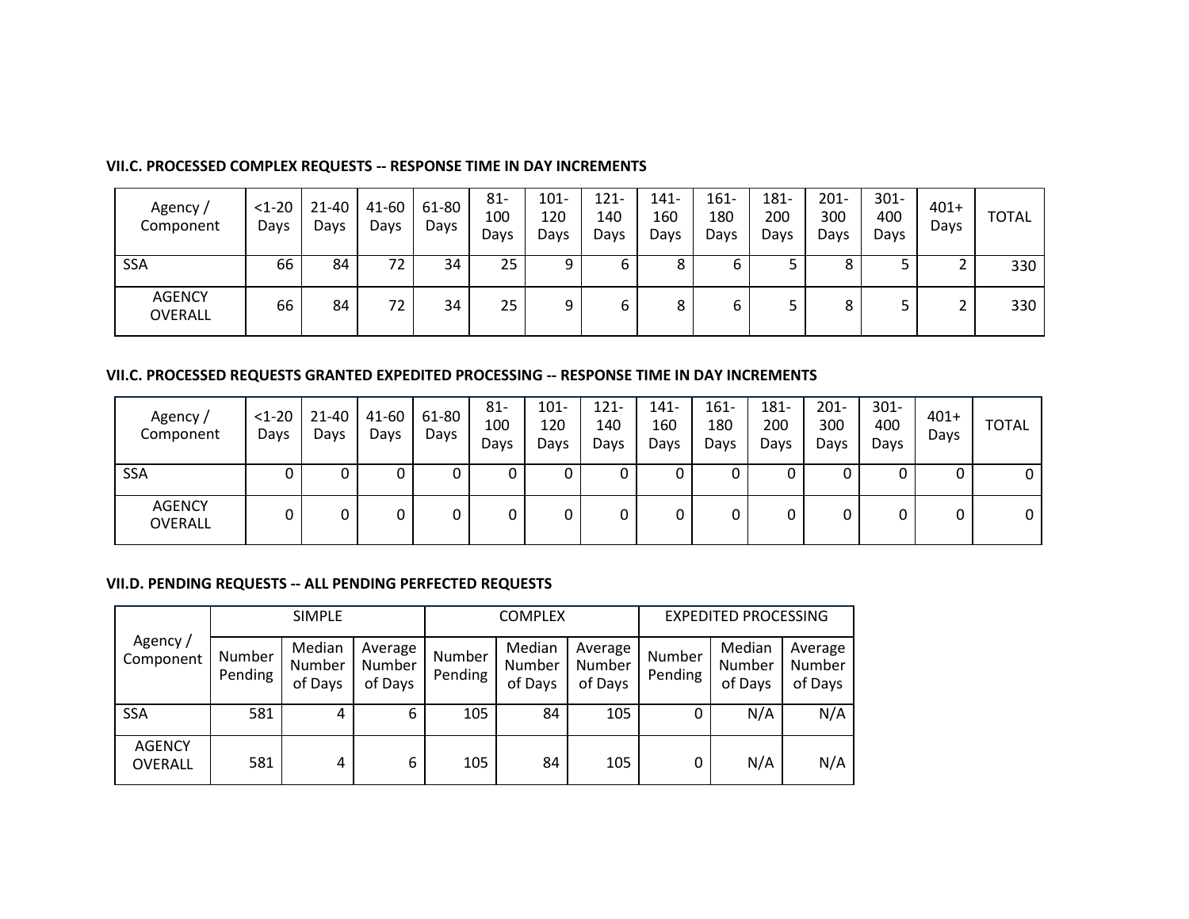### VII.C. PROCESSED COMPLEX REQUESTS -- RESPONSE TIME IN DAY INCREMENTS

| Agency / Component | <1-20 Days | 21-40 Days | 41-60 Days | 61-80 Days | 81-100 Days | 101-120 Days | 121-140 Days | 141-160 Days | 161-180 Days | 181-200 Days | 201-300 Days | 301-400 Days | 401+ Days | TOTAL |
|---|---|---|---|---|---|---|---|---|---|---|---|---|---|---|
| SSA | 66 | 84 | 72 | 34 | 25 | 9 | 6 | 8 | 6 | 5 | 8 | 5 | 2 | 330 |
| AGENCY OVERALL | 66 | 84 | 72 | 34 | 25 | 9 | 6 | 8 | 6 | 5 | 8 | 5 | 2 | 330 |

### VII.C. PROCESSED REQUESTS GRANTED EXPEDITED PROCESSING -- RESPONSE TIME IN DAY INCREMENTS

| Agency / Component | <1-20 Days | 21-40 Days | 41-60 Days | 61-80 Days | 81-100 Days | 101-120 Days | 121-140 Days | 141-160 Days | 161-180 Days | 181-200 Days | 201-300 Days | 301-400 Days | 401+ Days | TOTAL |
|---|---|---|---|---|---|---|---|---|---|---|---|---|---|---|
| SSA | 0 | 0 | 0 | 0 | 0 | 0 | 0 | 0 | 0 | 0 | 0 | 0 | 0 | 0 |
| AGENCY OVERALL | 0 | 0 | 0 | 0 | 0 | 0 | 0 | 0 | 0 | 0 | 0 | 0 | 0 | 0 |

### VII.D. PENDING REQUESTS -- ALL PENDING PERFECTED REQUESTS

| Agency / Component | SIMPLE | | | COMPLEX | | | EXPEDITED PROCESSING | | |
|---|---|---|---|---|---|---|---|---|---|
| | Number Pending | Median Number of Days | Average Number of Days | Number Pending | Median Number of Days | Average Number of Days | Number Pending | Median Number of Days | Average Number of Days |
| SSA | 581 | 4 | 6 | 105 | 84 | 105 | 0 | N/A | N/A |
| AGENCY OVERALL | 581 | 4 | 6 | 105 | 84 | 105 | 0 | N/A | N/A |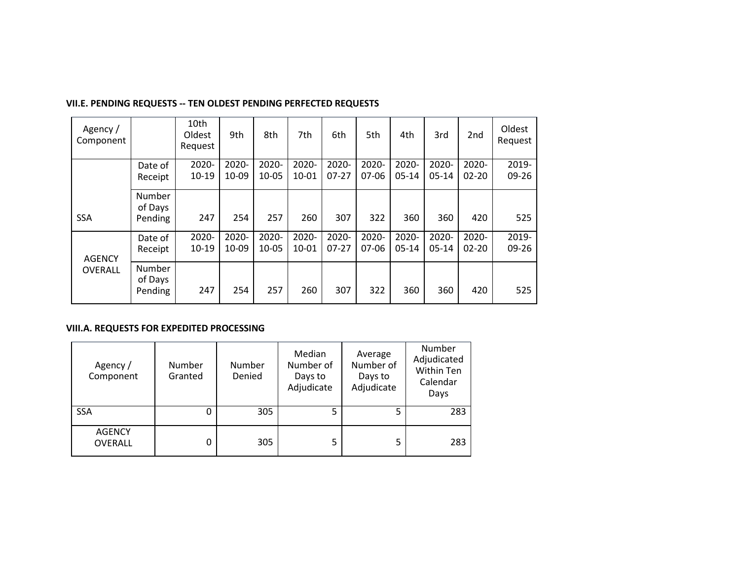### VII.E. PENDING REQUESTS -- TEN OLDEST PENDING PERFECTED REQUESTS

| Agency / Component | | 10th Oldest Request | 9th | 8th | 7th | 6th | 5th | 4th | 3rd | 2nd | Oldest Request |
|---|---|---|---|---|---|---|---|---|---|---|---|
| SSA | Date of Receipt | 2020-10-19 | 2020-10-09 | 2020-10-05 | 2020-10-01 | 2020-07-27 | 2020-07-06 | 2020-05-14 | 2020-05-14 | 2020-02-20 | 2019-09-26 |
| | Number of Days Pending | 247 | 254 | 257 | 260 | 307 | 322 | 360 | 360 | 420 | 525 |
| AGENCY OVERALL | Date of Receipt | 2020-10-19 | 2020-10-09 | 2020-10-05 | 2020-10-01 | 2020-07-27 | 2020-07-06 | 2020-05-14 | 2020-05-14 | 2020-02-20 | 2019-09-26 |
| | Number of Days Pending | 247 | 254 | 257 | 260 | 307 | 322 | 360 | 360 | 420 | 525 |

### VIII.A. REQUESTS FOR EXPEDITED PROCESSING

| Agency / Component | Number Granted | Number Denied | Median Number of Days to Adjudicate | Average Number of Days to Adjudicate | Number Adjudicated Within Ten Calendar Days |
|---|---|---|---|---|---|
| SSA | 0 | 305 | 5 | 5 | 283 |
| AGENCY OVERALL | 0 | 305 | 5 | 5 | 283 |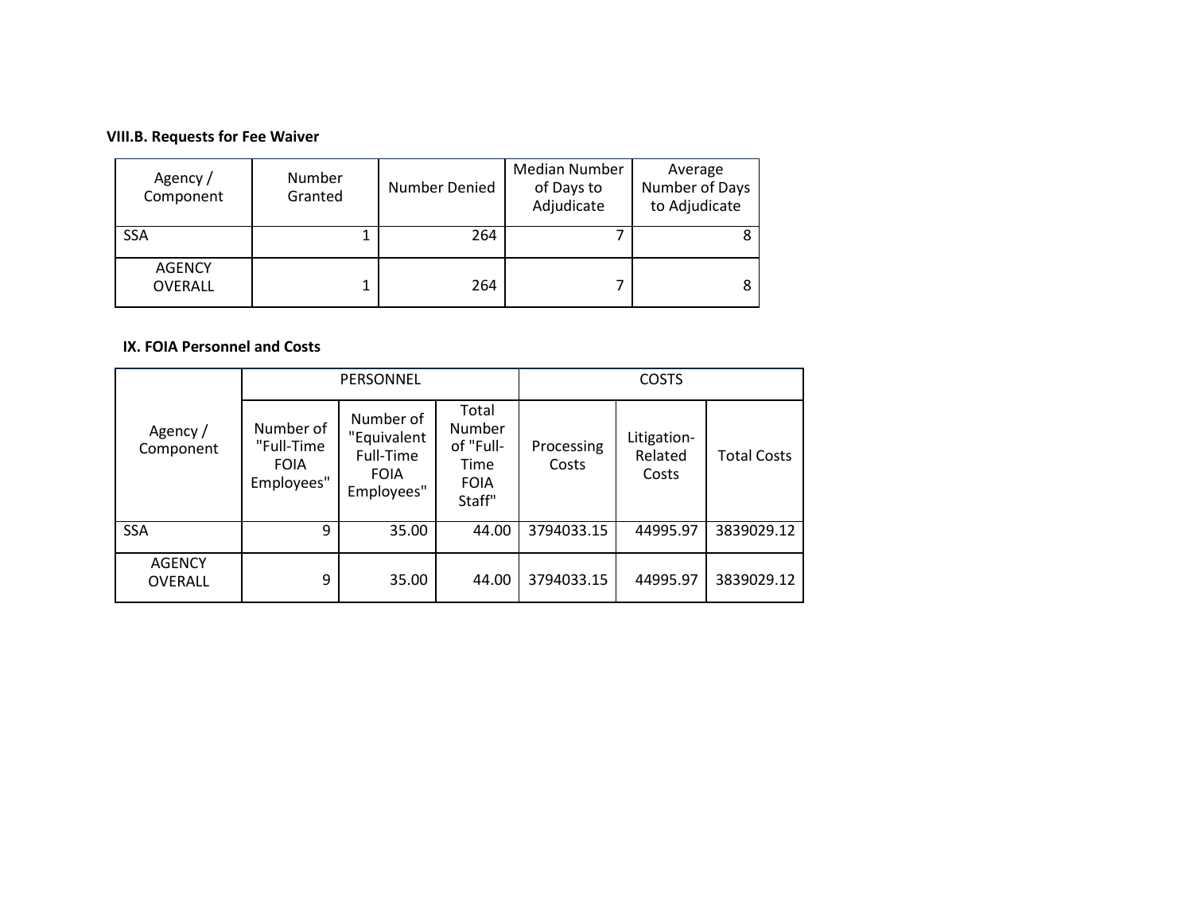### VIII.B. Requests for Fee Waiver

| Agency / Component | Number Granted | Number Denied | Median Number of Days to Adjudicate | Average Number of Days to Adjudicate |
|---|---|---|---|---|
| SSA | 1 | 264 | 7 | 8 |
| AGENCY OVERALL | 1 | 264 | 7 | 8 |

### IX. FOIA Personnel and Costs

| Agency / Component | PERSONNEL | | | COSTS | | |
|---|---|---|---|---|---|---|
| | Number of "Full-Time FOIA Employees" | Number of "Equivalent Full-Time FOIA Employees" | Total Number of "Full-Time FOIA Staff" | Processing Costs | Litigation-Related Costs | Total Costs |
| SSA | 9 | 35.00 | 44.00 | 3794033.15 | 44995.97 | 3839029.12 |
| AGENCY OVERALL | 9 | 35.00 | 44.00 | 3794033.15 | 44995.97 | 3839029.12 |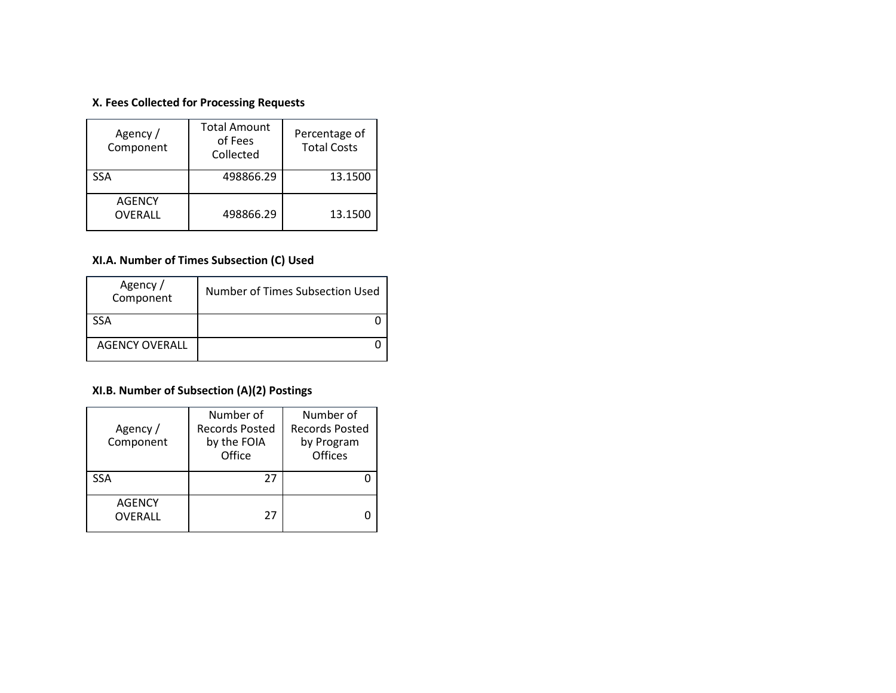### X. Fees Collected for Processing Requests

| Agency / Component | Total Amount of Fees Collected | Percentage of Total Costs |
|---|---|---|
| SSA | 498866.29 | 13.1500 |
| AGENCY OVERALL | 498866.29 | 13.1500 |

### XI.A. Number of Times Subsection (C) Used

| Agency / Component | Number of Times Subsection Used |
|---|---|
| SSA | 0 |
| AGENCY OVERALL | 0 |

### XI.B. Number of Subsection (A)(2) Postings

| Agency / Component | Number of Records Posted by the FOIA Office | Number of Records Posted by Program Offices |
|---|---|---|
| SSA | 27 | 0 |
| AGENCY OVERALL | 27 | 0 |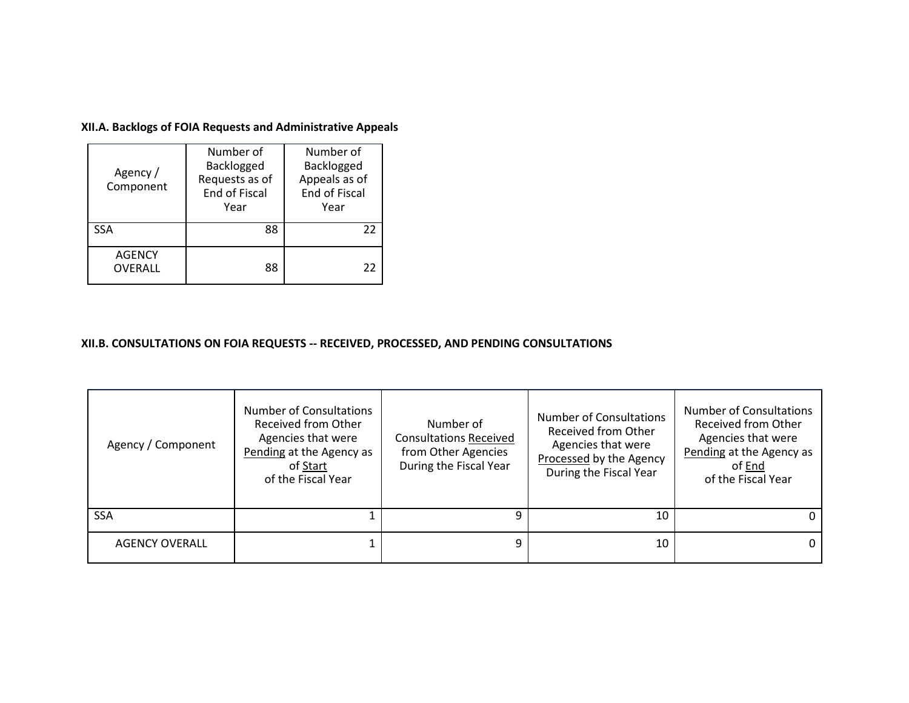**XII.A. Backlogs of FOIA Requests and Administrative Appeals**

| Agency / Component | Number of Backlogged Requests as of End of Fiscal Year | Number of Backlogged Appeals as of End of Fiscal Year |
|---|---|---|
| SSA | 88 | 22 |
| AGENCY OVERALL | 88 | 22 |

**XII.B. CONSULTATIONS ON FOIA REQUESTS -- RECEIVED, PROCESSED, AND PENDING CONSULTATIONS**

| Agency / Component | Number of Consultations Received from Other Agencies that were Pending at the Agency as of Start of the Fiscal Year | Number of Consultations Received from Other Agencies During the Fiscal Year | Number of Consultations Received from Other Agencies that were Processed by the Agency During the Fiscal Year | Number of Consultations Received from Other Agencies that were Pending at the Agency as of End of the Fiscal Year |
|---|---|---|---|---|
| SSA | 1 | 9 | 10 | 0 |
| AGENCY OVERALL | 1 | 9 | 10 | 0 |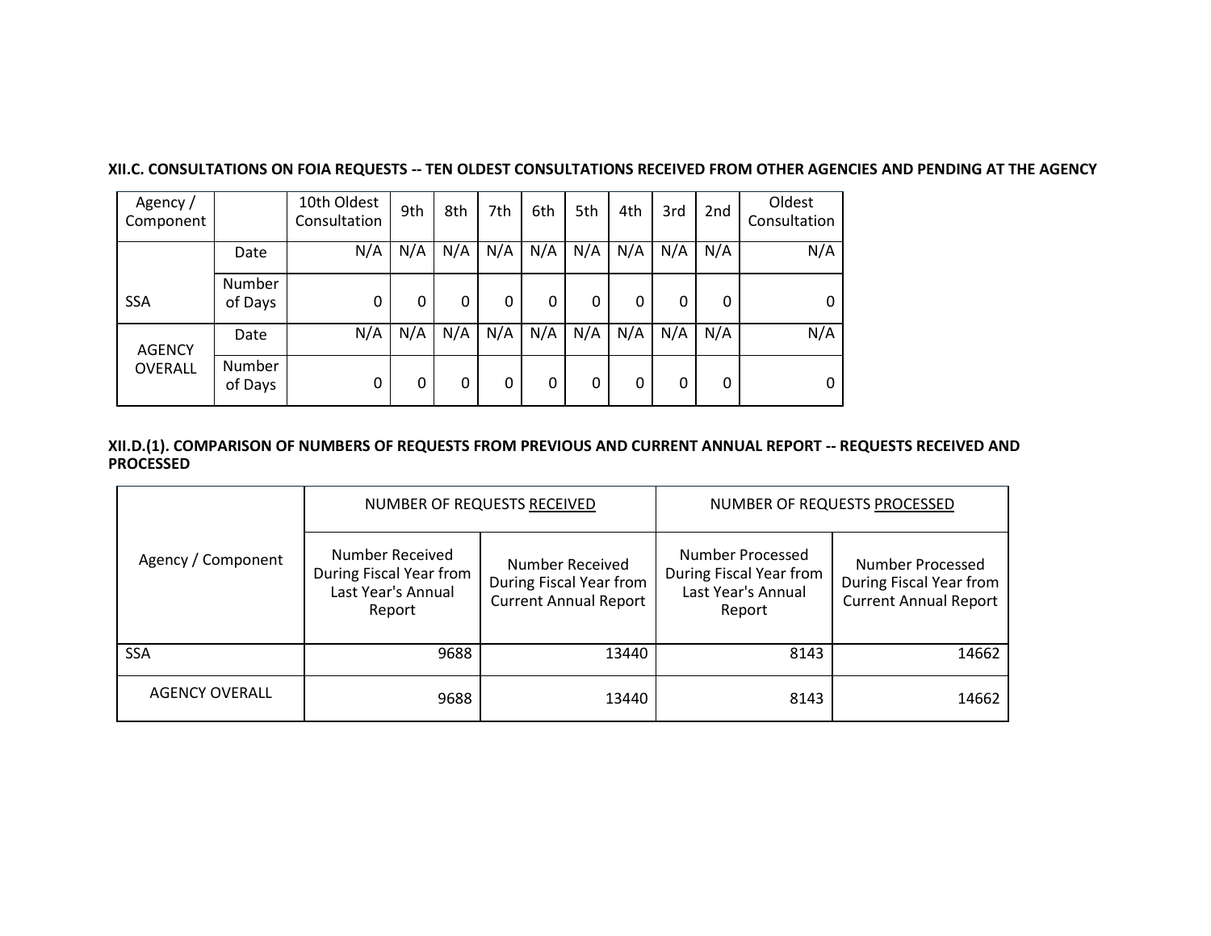**XII.C. CONSULTATIONS ON FOIA REQUESTS -- TEN OLDEST CONSULTATIONS RECEIVED FROM OTHER AGENCIES AND PENDING AT THE AGENCY**

| Agency / Component | | 10th Oldest Consultation | 9th | 8th | 7th | 6th | 5th | 4th | 3rd | 2nd | Oldest Consultation |
|---|---|---|---|---|---|---|---|---|---|---|---|
| SSA | Date | N/A | N/A | N/A | N/A | N/A | N/A | N/A | N/A | N/A | N/A |
| | Number of Days | 0 | 0 | 0 | 0 | 0 | 0 | 0 | 0 | 0 | 0 |
| AGENCY OVERALL | Date | N/A | N/A | N/A | N/A | N/A | N/A | N/A | N/A | N/A | N/A |
| | Number of Days | 0 | 0 | 0 | 0 | 0 | 0 | 0 | 0 | 0 | 0 |

**XII.D.(1). COMPARISON OF NUMBERS OF REQUESTS FROM PREVIOUS AND CURRENT ANNUAL REPORT -- REQUESTS RECEIVED AND PROCESSED**

| Agency / Component | NUMBER OF REQUESTS RECEIVED | | NUMBER OF REQUESTS PROCESSED | |
|---|---|---|---|---|
| | Number Received During Fiscal Year from Last Year's Annual Report | Number Received During Fiscal Year from Current Annual Report | Number Processed During Fiscal Year from Last Year's Annual Report | Number Processed During Fiscal Year from Current Annual Report |
| SSA | 9688 | 13440 | 8143 | 14662 |
| AGENCY OVERALL | 9688 | 13440 | 8143 | 14662 |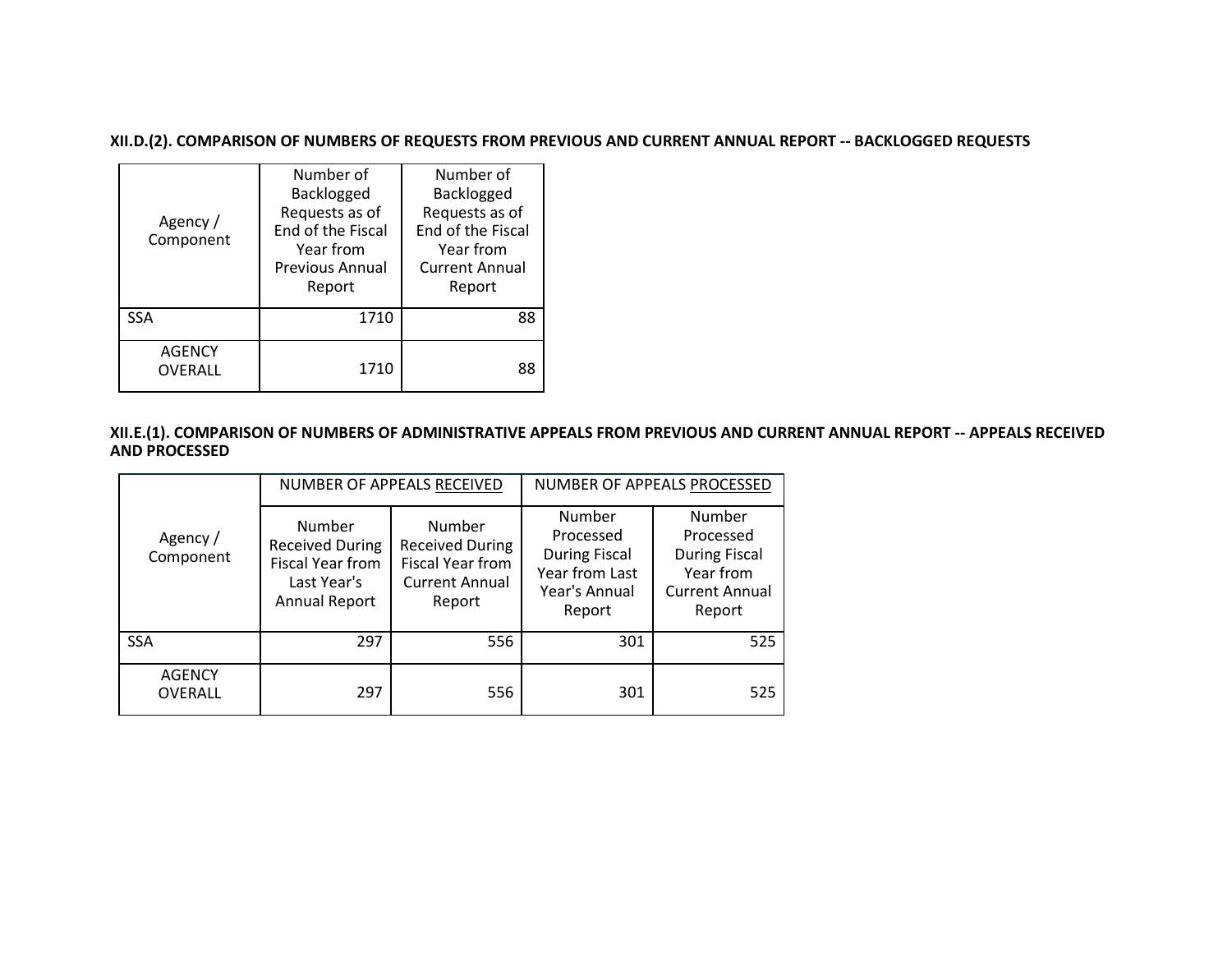**XII.D.(2). COMPARISON OF NUMBERS OF REQUESTS FROM PREVIOUS AND CURRENT ANNUAL REPORT -- BACKLOGGED REQUESTS**

| Agency / Component | Number of Backlogged Requests as of End of the Fiscal Year from Previous Annual Report | Number of Backlogged Requests as of End of the Fiscal Year from Current Annual Report |
|---|---|---|
| SSA | 1710 | 88 |
| AGENCY OVERALL | 1710 | 88 |

**XII.E.(1). COMPARISON OF NUMBERS OF ADMINISTRATIVE APPEALS FROM PREVIOUS AND CURRENT ANNUAL REPORT -- APPEALS RECEIVED AND PROCESSED**

| Agency / Component | NUMBER OF APPEALS RECEIVED | | NUMBER OF APPEALS PROCESSED | |
|---|---|---|---|---|
| | Number Received During Fiscal Year from Last Year's Annual Report | Number Received During Fiscal Year from Current Annual Report | Number Processed During Fiscal Year from Last Year's Annual Report | Number Processed During Fiscal Year from Current Annual Report |
| SSA | 297 | 556 | 301 | 525 |
| AGENCY OVERALL | 297 | 556 | 301 | 525 |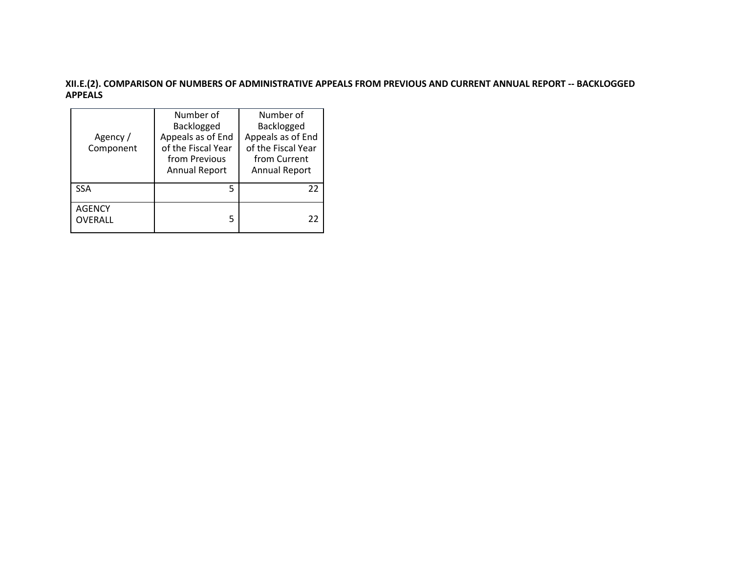**XII.E.(2). COMPARISON OF NUMBERS OF ADMINISTRATIVE APPEALS FROM PREVIOUS AND CURRENT ANNUAL REPORT -- BACKLOGGED APPEALS**

| Agency / Component | Number of Backlogged Appeals as of End of the Fiscal Year from Previous Annual Report | Number of Backlogged Appeals as of End of the Fiscal Year from Current Annual Report |
|---|---|---|
| SSA | 5 | 22 |
| AGENCY OVERALL | 5 | 22 |